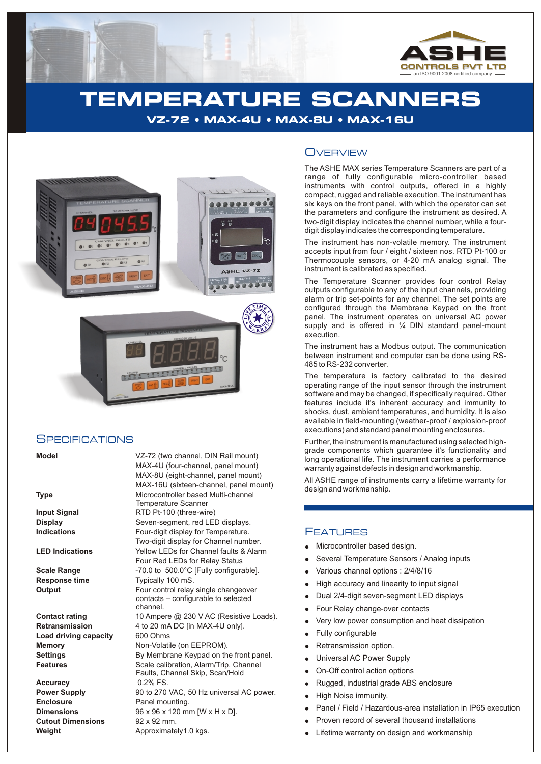ASHE CONTROLS PVT LTD
an ISO 9001:2008 certified company

# TEMPERATURE SCANNERS

## VZ-72 • MAX-4U • MAX-8U • MAX-16U

## Specifications

| | |
|---|---|
| **Model** | VZ-72 (two channel, DIN Rail mount)<br>MAX-4U (four-channel, panel mount)<br>MAX-8U (eight-channel, panel mount)<br>MAX-16U (sixteen-channel, panel mount) |
| **Type** | Microcontroller based Multi-channel Temperature Scanner |
| **Input Signal** | RTD Pt-100 (three-wire) |
| **Display** | Seven-segment, red LED displays. |
| **Indications** | Four-digit display for Temperature.<br>Two-digit display for Channel number. |
| **LED Indications** | Yellow LEDs for Channel faults & Alarm<br>Four Red LEDs for Relay Status |
| **Scale Range** | -70.0 to 500.0°C [Fully configurable]. |
| **Response time** | Typically 100 mS. |
| **Output** | Four control relay single changeover contacts – configurable to selected channel. |
| **Contact rating** | 10 Ampere @ 230 V AC (Resistive Loads). |
| **Retransmission** | 4 to 20 mA DC [in MAX-4U only]. |
| **Load driving capacity** | 600 Ohms |
| **Memory** | Non-Volatile (on EEPROM). |
| **Settings** | By Membrane Keypad on the front panel. |
| **Features** | Scale calibration, Alarm/Trip, Channel Faults, Channel Skip, Scan/Hold |
| **Accuracy** | 0.2% FS. |
| **Power Supply** | 90 to 270 VAC, 50 Hz universal AC power. |
| **Enclosure** | Panel mounting. |
| **Dimensions** | 96 x 96 x 120 mm [W x H x D]. |
| **Cutout Dimensions** | 92 x 92 mm. |
| **Weight** | Approximately1.0 kgs. |

## Overview

The ASHE MAX series Temperature Scanners are part of a range of fully configurable micro-controller based instruments with control outputs, offered in a highly compact, rugged and reliable execution. The instrument has six keys on the front panel, with which the operator can set the parameters and configure the instrument as desired. A two-digit display indicates the channel number, while a four-digit display indicates the corresponding temperature.

The instrument has non-volatile memory. The instrument accepts input from four / eight / sixteen nos. RTD Pt-100 or Thermocouple sensors, or 4-20 mA analog signal. The instrument is calibrated as specified.

The Temperature Scanner provides four control Relay outputs configurable to any of the input channels, providing alarm or trip set-points for any channel. The set points are configured through the Membrane Keypad on the front panel. The instrument operates on universal AC power supply and is offered in ¼ DIN standard panel-mount execution.

The instrument has a Modbus output. The communication between instrument and computer can be done using RS-485 to RS-232 converter.

The temperature is factory calibrated to the desired operating range of the input sensor through the instrument software and may be changed, if specifically required. Other features include it's inherent accuracy and immunity to shocks, dust, ambient temperatures, and humidity. It is also available in field-mounting (weather-proof / explosion-proof executions) and standard panel mounting enclosures.

Further, the instrument is manufactured using selected high-grade components which guarantee it's functionality and long operational life. The instrument carries a performance warranty against defects in design and workmanship.

All ASHE range of instruments carry a lifetime warranty for design and workmanship.

## Features

- Microcontroller based design.
- Several Temperature Sensors / Analog inputs
- Various channel options : 2/4/8/16
- High accuracy and linearity to input signal
- Dual 2/4-digit seven-segment LED displays
- Four Relay change-over contacts
- Very low power consumption and heat dissipation
- Fully configurable
- Retransmission option.
- Universal AC Power Supply
- On-Off control action options
- Rugged, industrial grade ABS enclosure
- High Noise immunity.
- Panel / Field / Hazardous-area installation in IP65 execution
- Proven record of several thousand installations
- Lifetime warranty on design and workmanship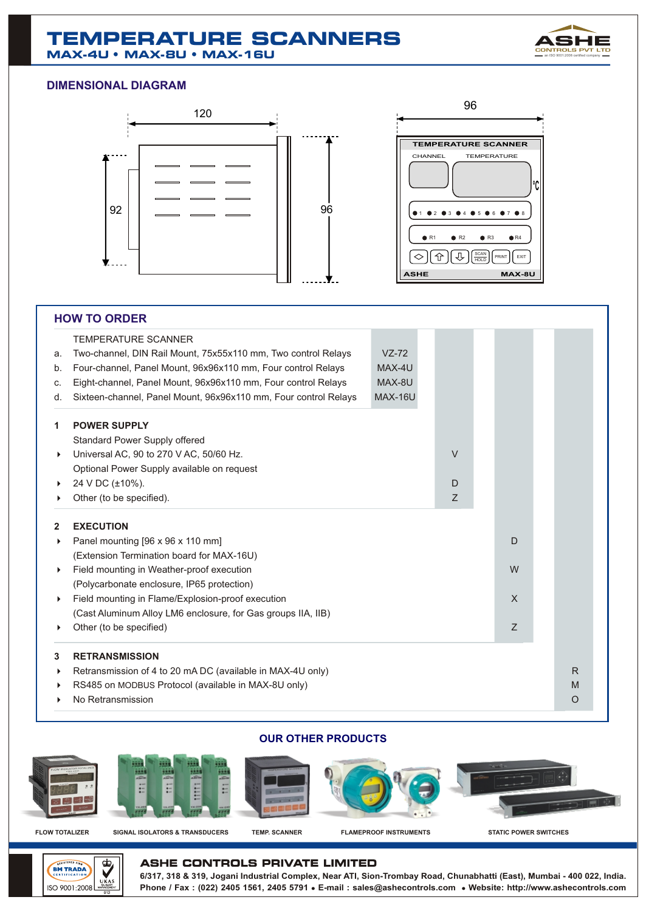# TEMPERATURE SCANNERS

**MAX-4U • MAX-8U • MAX-16U**

## DIMENSIONAL DIAGRAM

120

92

96

96

TEMPERATURE SCANNER

CHANNEL TEMPERATURE

°C

1 2 3 4 5 6 7 8

R1 R2 R3 R4

SCAN HOLD PRINT EXIT

ASHE MAX-8U

## HOW TO ORDER

| | | | | | |
|---|---|---|---|---|---|
| | TEMPERATURE SCANNER | | | | |
| a. | Two-channel, DIN Rail Mount, 75x55x110 mm, Two control Relays | VZ-72 | | | |
| b. | Four-channel, Panel Mount, 96x96x110 mm, Four control Relays | MAX-4U | | | |
| c. | Eight-channel, Panel Mount, 96x96x110 mm, Four control Relays | MAX-8U | | | |
| d. | Sixteen-channel, Panel Mount, 96x96x110 mm, Four control Relays | MAX-16U | | | |
| **1** | **POWER SUPPLY** | | | | |
| | Standard Power Supply offered | | | | |
| ▸ | Universal AC, 90 to 270 V AC, 50/60 Hz. | | V | | |
| | Optional Power Supply available on request | | | | |
| ▸ | 24 V DC (±10%). | | D | | |
| ▸ | Other (to be specified). | | Z | | |
| **2** | **EXECUTION** | | | | |
| ▸ | Panel mounting [96 x 96 x 110 mm] (Extension Termination board for MAX-16U) | | | D | |
| ▸ | Field mounting in Weather-proof execution (Polycarbonate enclosure, IP65 protection) | | | W | |
| ▸ | Field mounting in Flame/Explosion-proof execution (Cast Aluminum Alloy LM6 enclosure, for Gas groups IIA, IIB) | | | X | |
| ▸ | Other (to be specified) | | | Z | |
| **3** | **RETRANSMISSION** | | | | |
| ▸ | Retransmission of 4 to 20 mA DC (available in MAX-4U only) | | | | R |
| ▸ | RS485 on MODBUS Protocol (available in MAX-8U only) | | | | M |
| ▸ | No Retransmission | | | | O |

## OUR OTHER PRODUCTS

FLOW TOTALIZER

SIGNAL ISOLATORS & TRANSDUCERS

TEMP. SCANNER

FLAMEPROOF INSTRUMENTS

STATIC POWER SWITCHES

**ASHE CONTROLS PRIVATE LIMITED**

6/317, 318 & 319, Jogani Industrial Complex, Near ATI, Sion-Trombay Road, Chunabhatti (East), Mumbai - 400 022, India.

Phone / Fax : (022) 2405 1561, 2405 5791 • E-mail : sales@ashecontrols.com • Website: http://www.ashecontrols.com

ISO 9001:2008